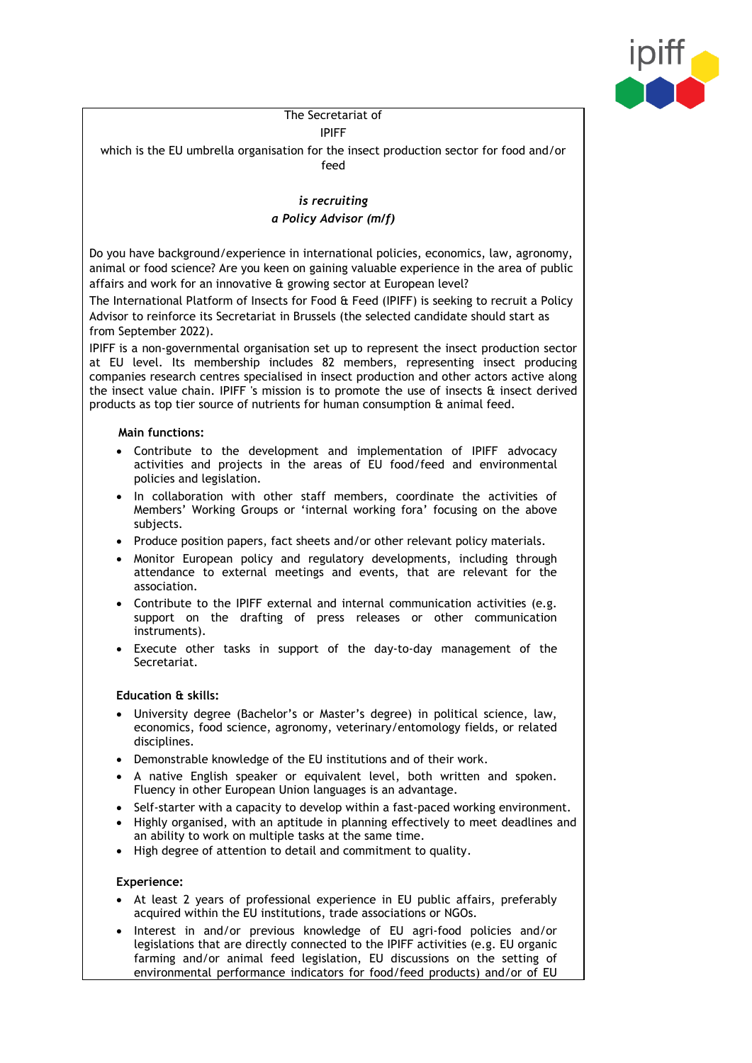The Secretariat of

IPIFF

which is the EU umbrella organisation for the insect production sector for food and/or feed

***is recruiting***

***a Policy Advisor (m/f)***

Do you have background/experience in international policies, economics, law, agronomy, animal or food science? Are you keen on gaining valuable experience in the area of public affairs and work for an innovative & growing sector at European level?

The International Platform of Insects for Food & Feed (IPIFF) is seeking to recruit a Policy Advisor to reinforce its Secretariat in Brussels (the selected candidate should start as from September 2022).

IPIFF is a non-governmental organisation set up to represent the insect production sector at EU level. Its membership includes 82 members, representing insect producing companies research centres specialised in insect production and other actors active along the insect value chain. IPIFF 's mission is to promote the use of insects & insect derived products as top tier source of nutrients for human consumption & animal feed.

**Main functions:**

- Contribute to the development and implementation of IPIFF advocacy activities and projects in the areas of EU food/feed and environmental policies and legislation.
- In collaboration with other staff members, coordinate the activities of Members' Working Groups or 'internal working fora' focusing on the above subjects.
- Produce position papers, fact sheets and/or other relevant policy materials.
- Monitor European policy and regulatory developments, including through attendance to external meetings and events, that are relevant for the association.
- Contribute to the IPIFF external and internal communication activities (e.g. support on the drafting of press releases or other communication instruments).
- Execute other tasks in support of the day-to-day management of the Secretariat.

**Education & skills:**

- University degree (Bachelor's or Master's degree) in political science, law, economics, food science, agronomy, veterinary/entomology fields, or related disciplines.
- Demonstrable knowledge of the EU institutions and of their work.
- A native English speaker or equivalent level, both written and spoken. Fluency in other European Union languages is an advantage.
- Self-starter with a capacity to develop within a fast-paced working environment.
- Highly organised, with an aptitude in planning effectively to meet deadlines and an ability to work on multiple tasks at the same time.
- High degree of attention to detail and commitment to quality.

**Experience:**

- At least 2 years of professional experience in EU public affairs, preferably acquired within the EU institutions, trade associations or NGOs.
- Interest in and/or previous knowledge of EU agri-food policies and/or legislations that are directly connected to the IPIFF activities (e.g. EU organic farming and/or animal feed legislation, EU discussions on the setting of environmental performance indicators for food/feed products) and/or of EU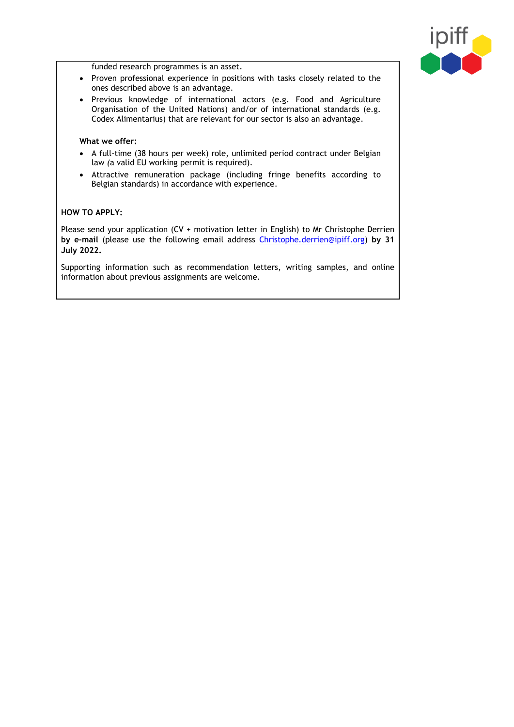funded research programmes is an asset.

- Proven professional experience in positions with tasks closely related to the ones described above is an advantage.
- Previous knowledge of international actors (e.g. Food and Agriculture Organisation of the United Nations) and/or of international standards (e.g. Codex Alimentarius) that are relevant for our sector is also an advantage.

**What we offer:**

- A full-time (38 hours per week) role, unlimited period contract under Belgian law (a valid EU working permit is required).
- Attractive remuneration package (including fringe benefits according to Belgian standards) in accordance with experience.

**HOW TO APPLY:**

Please send your application (CV + motivation letter in English) to Mr Christophe Derrien **by e-mail** (please use the following email address Christophe.derrien@ipiff.org) **by 31 July 2022.**

Supporting information such as recommendation letters, writing samples, and online information about previous assignments are welcome.